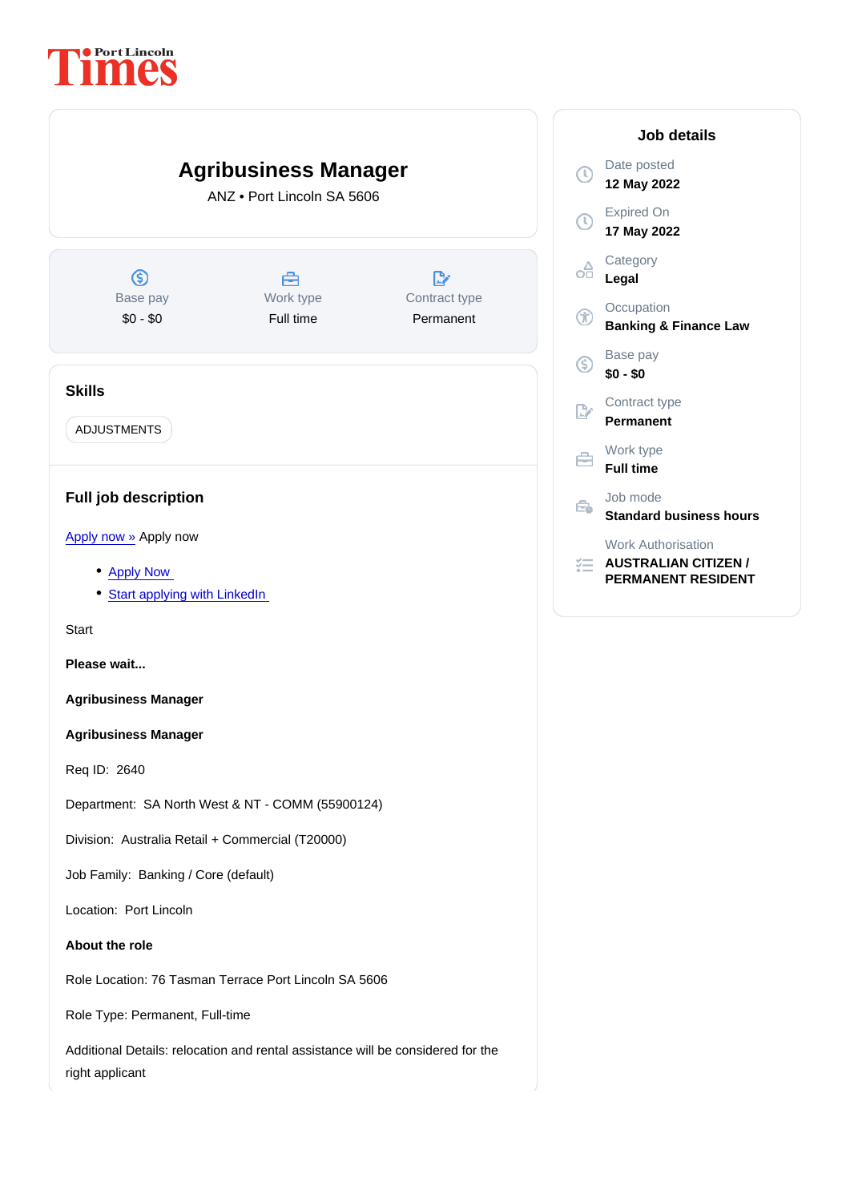# Agribusiness Manager

ANZ • Port Lincoln SA 5606

| Base pay | Work type | Contract type |
| --- | --- | --- |
| $0 - $0 | Full time | Permanent |

## Job details

Date posted
**12 May 2022**

Expired On
**17 May 2022**

Category
**Legal**

Occupation
**Banking & Finance Law**

Base pay
**$0 - $0**

Contract type
**Permanent**

Work type
**Full time**

Job mode
**Standard business hours**

Work Authorisation
**AUSTRALIAN CITIZEN / PERMANENT RESIDENT**

### Skills

ADJUSTMENTS

### Full job description

Apply now » Apply now

- Apply Now
- Start applying with LinkedIn

Start

**Please wait...**

**Agribusiness Manager**

**Agribusiness Manager**

Req ID: 2640

Department: SA North West & NT - COMM (55900124)

Division: Australia Retail + Commercial (T20000)

Job Family: Banking / Core (default)

Location: Port Lincoln

**About the role**

Role Location: 76 Tasman Terrace Port Lincoln SA 5606

Role Type: Permanent, Full-time

Additional Details: relocation and rental assistance will be considered for the right applicant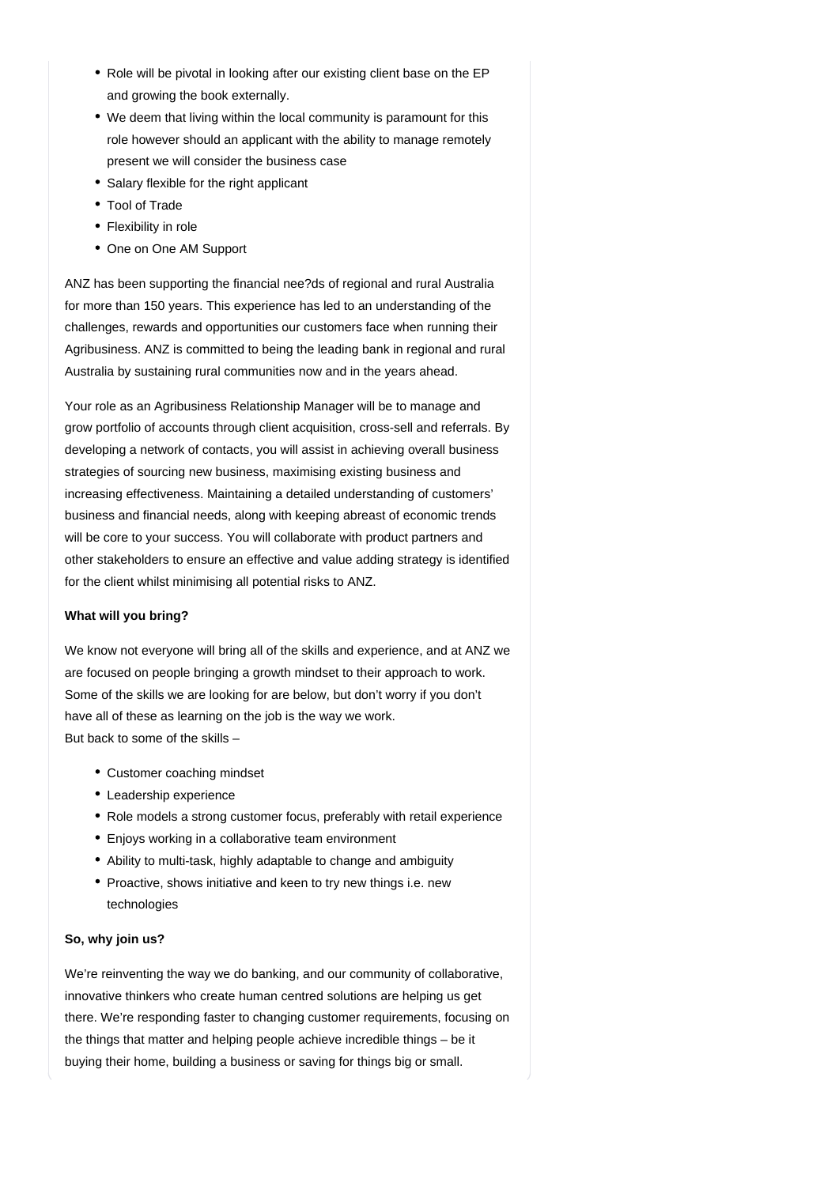- Role will be pivotal in looking after our existing client base on the EP and growing the book externally.
- We deem that living within the local community is paramount for this role however should an applicant with the ability to manage remotely present we will consider the business case
- Salary flexible for the right applicant
- Tool of Trade
- Flexibility in role
- One on One AM Support

ANZ has been supporting the financial nee?ds of regional and rural Australia for more than 150 years. This experience has led to an understanding of the challenges, rewards and opportunities our customers face when running their Agribusiness. ANZ is committed to being the leading bank in regional and rural Australia by sustaining rural communities now and in the years ahead.

Your role as an Agribusiness Relationship Manager will be to manage and grow portfolio of accounts through client acquisition, cross-sell and referrals. By developing a network of contacts, you will assist in achieving overall business strategies of sourcing new business, maximising existing business and increasing effectiveness. Maintaining a detailed understanding of customers' business and financial needs, along with keeping abreast of economic trends will be core to your success. You will collaborate with product partners and other stakeholders to ensure an effective and value adding strategy is identified for the client whilst minimising all potential risks to ANZ.

**What will you bring?**

We know not everyone will bring all of the skills and experience, and at ANZ we are focused on people bringing a growth mindset to their approach to work. Some of the skills we are looking for are below, but don't worry if you don't have all of these as learning on the job is the way we work.
But back to some of the skills –

- Customer coaching mindset
- Leadership experience
- Role models a strong customer focus, preferably with retail experience
- Enjoys working in a collaborative team environment
- Ability to multi-task, highly adaptable to change and ambiguity
- Proactive, shows initiative and keen to try new things i.e. new technologies

**So, why join us?**

We're reinventing the way we do banking, and our community of collaborative, innovative thinkers who create human centred solutions are helping us get there. We're responding faster to changing customer requirements, focusing on the things that matter and helping people achieve incredible things – be it buying their home, building a business or saving for things big or small.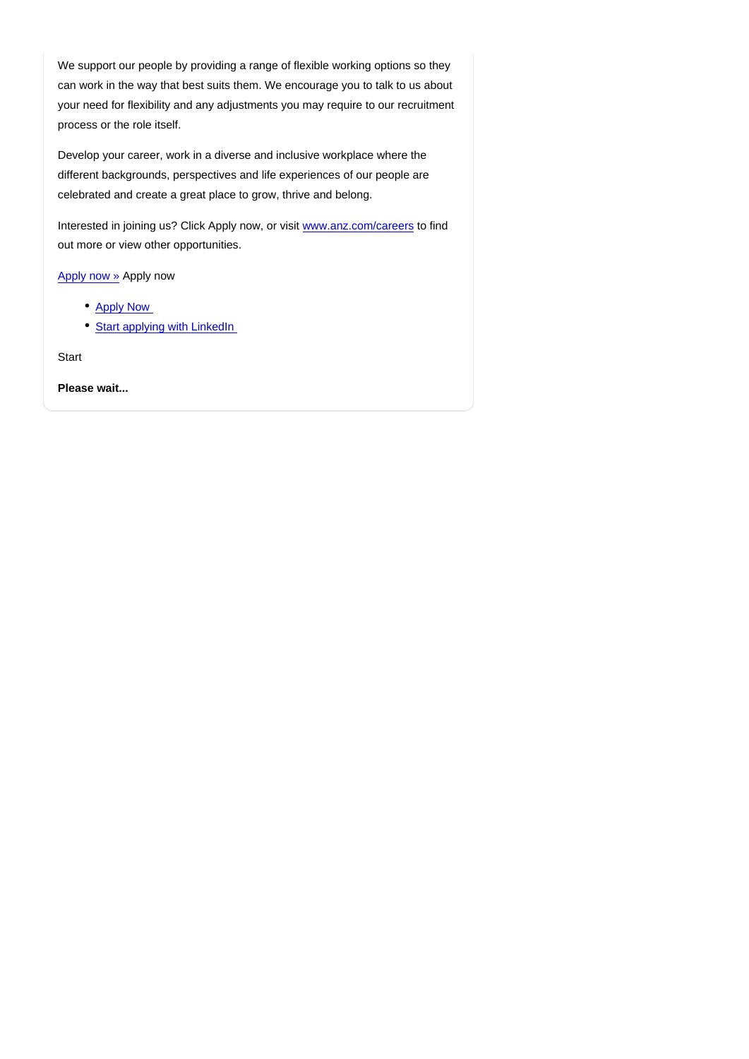We support our people by providing a range of flexible working options so they can work in the way that best suits them. We encourage you to talk to us about your need for flexibility and any adjustments you may require to our recruitment process or the role itself.

Develop your career, work in a diverse and inclusive workplace where the different backgrounds, perspectives and life experiences of our people are celebrated and create a great place to grow, thrive and belong.

Interested in joining us? Click Apply now, or visit www.anz.com/careers to find out more or view other opportunities.

Apply now » Apply now

- Apply Now
- Start applying with LinkedIn

Start

**Please wait...**